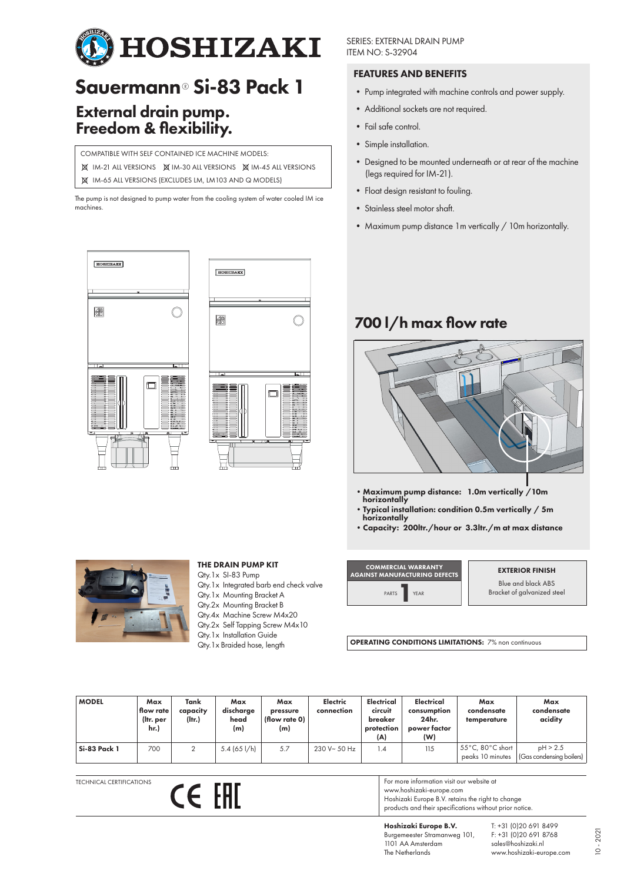# HOSHIZAKI

SERIES: EXTERNAL DRAIN PUMP
ITEM NO: S-32904

# Sauermann® Si-83 Pack 1

## External drain pump. Freedom & flexibility.

COMPATIBLE WITH SELF CONTAINED ICE MACHINE MODELS:
☒ IM-21 ALL VERSIONS ☒ IM-30 ALL VERSIONS ☒ IM-45 ALL VERSIONS
☒ IM-65 ALL VERSIONS (EXCLUDES LM, LM103 AND Q MODELS)

The pump is not designed to pump water from the cooling system of water cooled IM ice machines.

### FEATURES AND BENEFITS

- Pump integrated with machine controls and power supply.
- Additional sockets are not required.
- Fail safe control.
- Simple installation.
- Designed to be mounted underneath or at rear of the machine (legs required for IM-21).
- Float design resistant to fouling.
- Stainless steel motor shaft.
- Maximum pump distance 1m vertically / 10m horizontally.

## 700 l/h max flow rate

- **Maximum pump distance: 1.0m vertically / 10m horizontally**
- **Typical installation: condition 0.5m vertically / 5m horizontally**
- **Capacity: 200ltr./hour or 3.3ltr./m at max distance**

### THE DRAIN PUMP KIT

Qty.1x SI-83 Pump
Qty.1x Integrated barb end check valve
Qty.1x Mounting Bracket A
Qty.2x Mounting Bracket B
Qty.4x Machine Screw M4x20
Qty.2x Self Tapping Screw M4x10
Qty.1x Installation Guide
Qty.1x Braided hose, length

**COMMERCIAL WARRANTY AGAINST MANUFACTURING DEFECTS**
PARTS 1 YEAR

**EXTERIOR FINISH**
Blue and black ABS
Bracket of galvanized steel

**OPERATING CONDITIONS LIMITATIONS:** 7% non continuous

| MODEL | Max flow rate (ltr. per hr.) | Tank capacity (ltr.) | Max discharge head (m) | Max pressure (flow rate 0) (m) | Electric connection | Electrical circuit breaker protection (A) | Electrical consumption 24hr. power factor (W) | Max condensate temperature | Max condensate acidity |
|---|---|---|---|---|---|---|---|---|---|
| Si-83 Pack 1 | 700 | 2 | 5.4 (65 l/h) | 5.7 | 230 V~ 50 Hz | 1.4 | 115 | 55°C, 80°C short peaks 10 minutes | pH > 2.5 (Gas condensing boilers) |

TECHNICAL CERTIFICATIONS

CE EAC

For more information visit our website at www.hoshizaki-europe.com
Hoshizaki Europe B.V. retains the right to change products and their specifications without prior notice.

**Hoshizaki Europe B.V.**
Burgemeester Stramanweg 101,
1101 AA Amsterdam
The Netherlands

T: +31 (0)20 691 8499
F: +31 (0)20 691 8768
sales@hoshizaki.nl
www.hoshizaki-europe.com

10 - 2021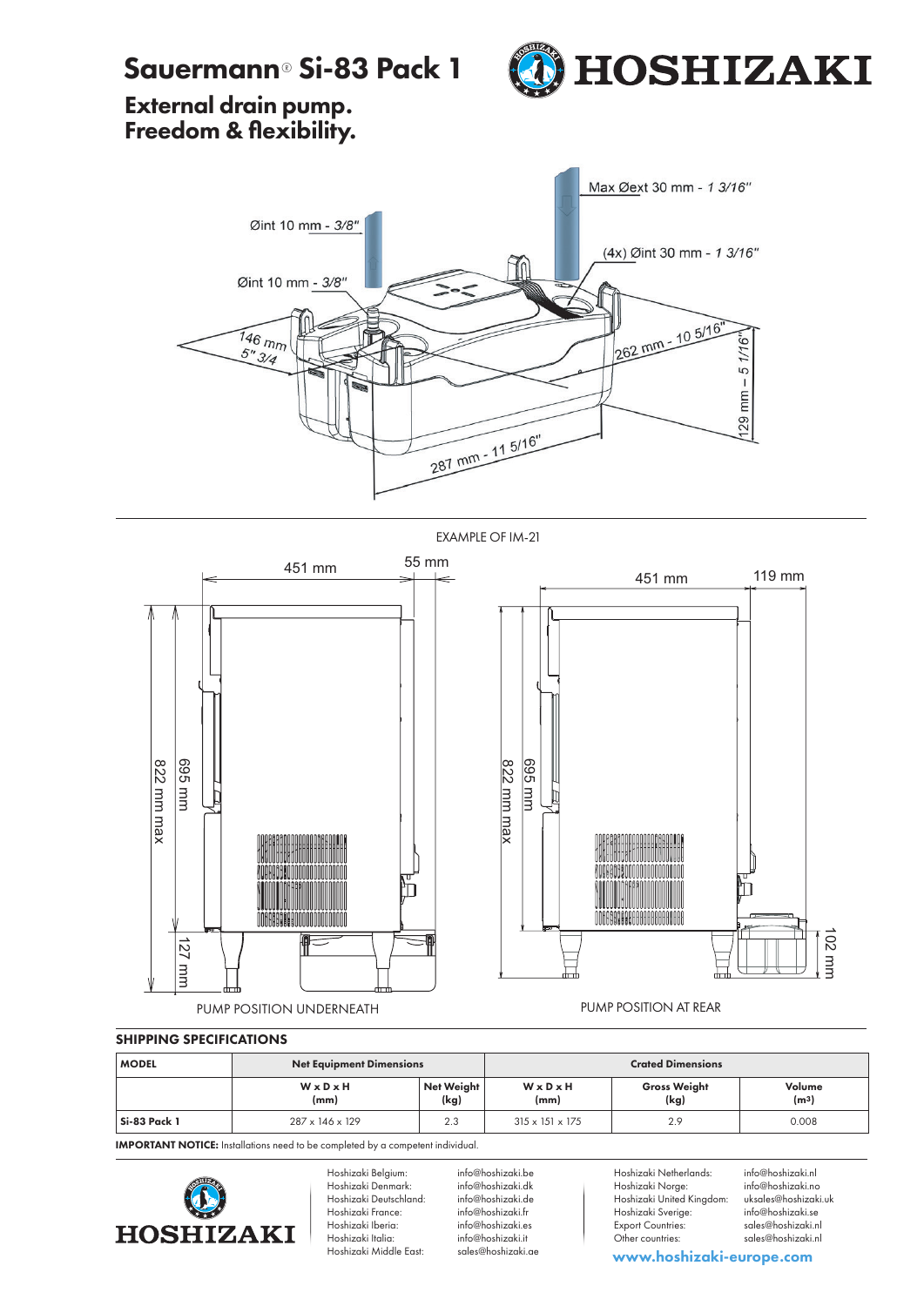# Sauermann® Si-83 Pack 1

## External drain pump. Freedom & flexibility.

HOSHIZAKI

Max Øext 30 mm - 1 3/16"

Øint 10 mm - 3/8"

(4x) Øint 30 mm - 1 3/16"

Øint 10 mm - 3/8"

146 mm
5" 3/4

262 mm - 10 5/16"

129 mm – 5 1/16"

287 mm - 11 5/16"

EXAMPLE OF IM-21

451 mm

55 mm

822 mm max

695 mm

127 mm

PUMP POSITION UNDERNEATH

451 mm

119 mm

822 mm max

695 mm

102 mm

PUMP POSITION AT REAR

### SHIPPING SPECIFICATIONS

| MODEL | Net Equipment Dimensions | | Crated Dimensions | | |
|---|---|---|---|---|---|
| | W x D x H (mm) | Net Weight (kg) | W x D x H (mm) | Gross Weight (kg) | Volume (m³) |
| **Si-83 Pack 1** | 287 x 146 x 129 | 2.3 | 315 x 151 x 175 | 2.9 | 0.008 |

**IMPORTANT NOTICE:** Installations need to be completed by a competent individual.

HOSHIZAKI

Hoshizaki Belgium: info@hoshizaki.be
Hoshizaki Denmark: info@hoshizaki.dk
Hoshizaki Deutschland: info@hoshizaki.de
Hoshizaki France: info@hoshizaki.fr
Hoshizaki Iberia: info@hoshizaki.es
Hoshizaki Italia: info@hoshizaki.it
Hoshizaki Middle East: sales@hoshizaki.ae

Hoshizaki Netherlands: info@hoshizaki.nl
Hoshizaki Norge: info@hoshizaki.no
Hoshizaki United Kingdom: uksales@hoshizaki.uk
Hoshizaki Sverige: sales@hoshizaki.se
Export Countries: sales@hoshizaki.nl
Other countries: sales@hoshizaki.nl

**www.hoshizaki-europe.com**